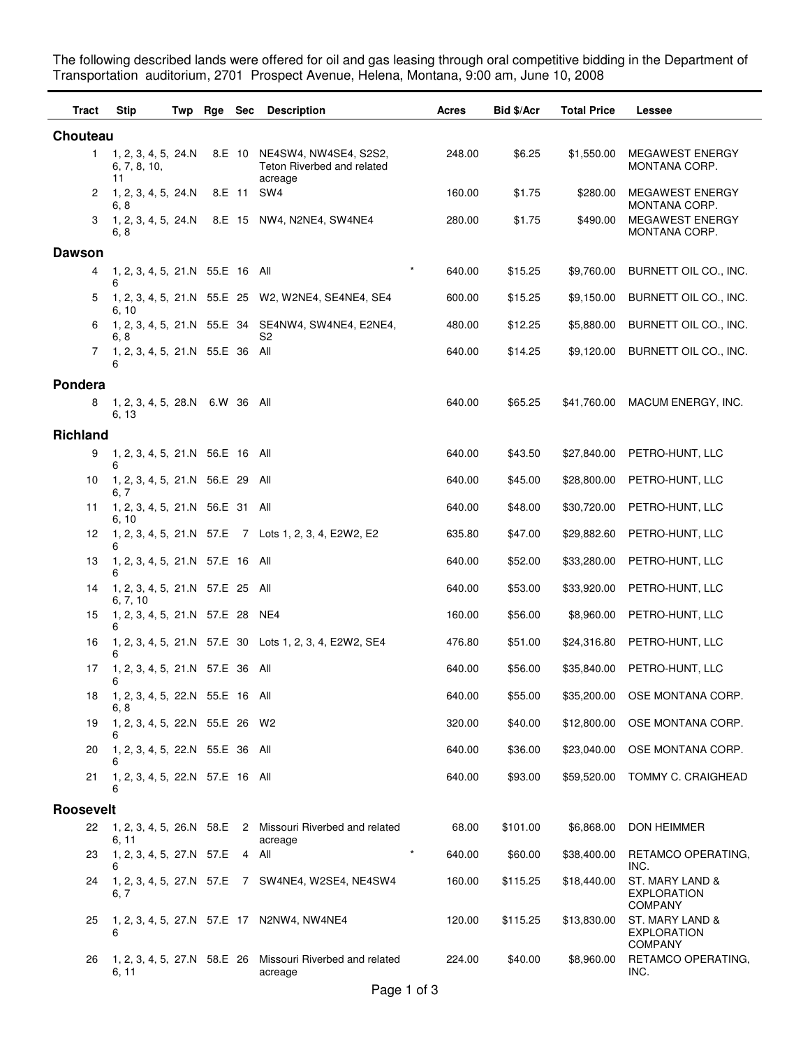The following described lands were offered for oil and gas leasing through oral competitive bidding in the Department of Transportation auditorium, 2701 Prospect Avenue, Helena, Montana, 9:00 am, June 10, 2008

| Tract | Stip | Twp | Rge | Sec | Description | | Acres | Bid $/Acr | Total Price | Lessee |
|---|---|---|---|---|---|---|---|---|---|---|
| **Chouteau** | | | | | | | | | | |
| 1 | 1, 2, 3, 4, 5, 6, 7, 8, 10, 11 | 24.N | 8.E | 10 | NE4SW4, NW4SE4, S2S2, Teton Riverbed and related acreage | | 248.00 | $6.25 | $1,550.00 | MEGAWEST ENERGY MONTANA CORP. |
| 2 | 1, 2, 3, 4, 5, 6, 8 | 24.N | 8.E | 11 | SW4 | | 160.00 | $1.75 | $280.00 | MEGAWEST ENERGY MONTANA CORP. |
| 3 | 1, 2, 3, 4, 5, 6, 8 | 24.N | 8.E | 15 | NW4, N2NE4, SW4NE4 | | 280.00 | $1.75 | $490.00 | MEGAWEST ENERGY MONTANA CORP. |
| **Dawson** | | | | | | | | | | |
| 4 | 1, 2, 3, 4, 5, 6 | 21.N | 55.E | 16 | All | * | 640.00 | $15.25 | $9,760.00 | BURNETT OIL CO., INC. |
| 5 | 1, 2, 3, 4, 5, 6, 10 | 21.N | 55.E | 25 | W2, W2NE4, SE4NE4, SE4 | | 600.00 | $15.25 | $9,150.00 | BURNETT OIL CO., INC. |
| 6 | 1, 2, 3, 4, 5, 6, 8 | 21.N | 55.E | 34 | SE4NW4, SW4NE4, E2NE4, S2 | | 480.00 | $12.25 | $5,880.00 | BURNETT OIL CO., INC. |
| 7 | 1, 2, 3, 4, 5, 6 | 21.N | 55.E | 36 | All | | 640.00 | $14.25 | $9,120.00 | BURNETT OIL CO., INC. |
| **Pondera** | | | | | | | | | | |
| 8 | 1, 2, 3, 4, 5, 6, 13 | 28.N | 6.W | 36 | All | | 640.00 | $65.25 | $41,760.00 | MACUM ENERGY, INC. |
| **Richland** | | | | | | | | | | |
| 9 | 1, 2, 3, 4, 5, 6 | 21.N | 56.E | 16 | All | | 640.00 | $43.50 | $27,840.00 | PETRO-HUNT, LLC |
| 10 | 1, 2, 3, 4, 5, 6, 7 | 21.N | 56.E | 29 | All | | 640.00 | $45.00 | $28,800.00 | PETRO-HUNT, LLC |
| 11 | 1, 2, 3, 4, 5, 6, 10 | 21.N | 56.E | 31 | All | | 640.00 | $48.00 | $30,720.00 | PETRO-HUNT, LLC |
| 12 | 1, 2, 3, 4, 5, 6 | 21.N | 57.E | 7 | Lots 1, 2, 3, 4, E2W2, E2 | | 635.80 | $47.00 | $29,882.60 | PETRO-HUNT, LLC |
| 13 | 1, 2, 3, 4, 5, 6 | 21.N | 57.E | 16 | All | | 640.00 | $52.00 | $33,280.00 | PETRO-HUNT, LLC |
| 14 | 1, 2, 3, 4, 5, 6, 7, 10 | 21.N | 57.E | 25 | All | | 640.00 | $53.00 | $33,920.00 | PETRO-HUNT, LLC |
| 15 | 1, 2, 3, 4, 5, 6 | 21.N | 57.E | 28 | NE4 | | 160.00 | $56.00 | $8,960.00 | PETRO-HUNT, LLC |
| 16 | 1, 2, 3, 4, 5, 6 | 21.N | 57.E | 30 | Lots 1, 2, 3, 4, E2W2, SE4 | | 476.80 | $51.00 | $24,316.80 | PETRO-HUNT, LLC |
| 17 | 1, 2, 3, 4, 5, 6 | 21.N | 57.E | 36 | All | | 640.00 | $56.00 | $35,840.00 | PETRO-HUNT, LLC |
| 18 | 1, 2, 3, 4, 5, 6, 8 | 22.N | 55.E | 16 | All | | 640.00 | $55.00 | $35,200.00 | OSE MONTANA CORP. |
| 19 | 1, 2, 3, 4, 5, 6 | 22.N | 55.E | 26 | W2 | | 320.00 | $40.00 | $12,800.00 | OSE MONTANA CORP. |
| 20 | 1, 2, 3, 4, 5, 6 | 22.N | 55.E | 36 | All | | 640.00 | $36.00 | $23,040.00 | OSE MONTANA CORP. |
| 21 | 1, 2, 3, 4, 5, 6 | 22.N | 57.E | 16 | All | | 640.00 | $93.00 | $59,520.00 | TOMMY C. CRAIGHEAD |
| **Roosevelt** | | | | | | | | | | |
| 22 | 1, 2, 3, 4, 5, 6, 11 | 26.N | 58.E | 2 | Missouri Riverbed and related acreage | | 68.00 | $101.00 | $6,868.00 | DON HEIMMER |
| 23 | 1, 2, 3, 4, 5, 6 | 27.N | 57.E | 4 | All | * | 640.00 | $60.00 | $38,400.00 | RETAMCO OPERATING, INC. |
| 24 | 1, 2, 3, 4, 5, 6, 7 | 27.N | 57.E | 7 | SW4NE4, W2SE4, NE4SW4 | | 160.00 | $115.25 | $18,440.00 | ST. MARY LAND & EXPLORATION COMPANY |
| 25 | 1, 2, 3, 4, 5, 6 | 27.N | 57.E | 17 | N2NW4, NW4NE4 | | 120.00 | $115.25 | $13,830.00 | ST. MARY LAND & EXPLORATION COMPANY |
| 26 | 1, 2, 3, 4, 5, 6, 11 | 27.N | 58.E | 26 | Missouri Riverbed and related acreage | | 224.00 | $40.00 | $8,960.00 | RETAMCO OPERATING, INC. |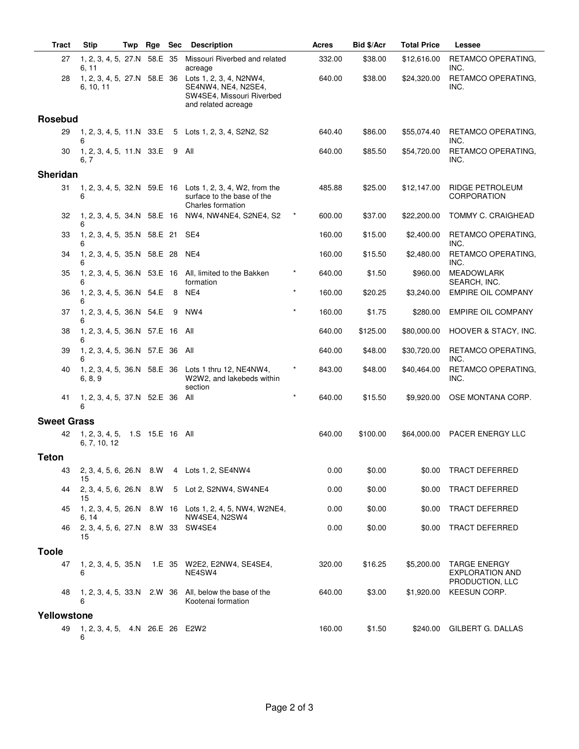| Tract | Stip | Twp | Rge | Sec | Description | | Acres | Bid $/Acr | Total Price | Lessee |
|---|---|---|---|---|---|---|---|---|---|---|
| 27 | 1, 2, 3, 4, 5, 6, 11 | 27.N | 58.E | 35 | Missouri Riverbed and related acreage | | 332.00 | $38.00 | $12,616.00 | RETAMCO OPERATING, INC. |
| 28 | 1, 2, 3, 4, 5, 6, 10, 11 | 27.N | 58.E | 36 | Lots 1, 2, 3, 4, N2NW4, SE4NW4, NE4, N2SE4, SW4SE4, Missouri Riverbed and related acreage | | 640.00 | $38.00 | $24,320.00 | RETAMCO OPERATING, INC. |
| **Rosebud** | | | | | | | | | | |
| 29 | 1, 2, 3, 4, 5, 6 | 11.N | 33.E | 5 | Lots 1, 2, 3, 4, S2N2, S2 | | 640.40 | $86.00 | $55,074.40 | RETAMCO OPERATING, INC. |
| 30 | 1, 2, 3, 4, 5, 6, 7 | 11.N | 33.E | 9 | All | | 640.00 | $85.50 | $54,720.00 | RETAMCO OPERATING, INC. |
| **Sheridan** | | | | | | | | | | |
| 31 | 1, 2, 3, 4, 5, 6 | 32.N | 59.E | 16 | Lots 1, 2, 3, 4, W2, from the surface to the base of the Charles formation | | 485.88 | $25.00 | $12,147.00 | RIDGE PETROLEUM CORPORATION |
| 32 | 1, 2, 3, 4, 5, 6 | 34.N | 58.E | 16 | NW4, NW4NE4, S2NE4, S2 | * | 600.00 | $37.00 | $22,200.00 | TOMMY C. CRAIGHEAD |
| 33 | 1, 2, 3, 4, 5, 6 | 35.N | 58.E | 21 | SE4 | | 160.00 | $15.00 | $2,400.00 | RETAMCO OPERATING, INC. |
| 34 | 1, 2, 3, 4, 5, 6 | 35.N | 58.E | 28 | NE4 | | 160.00 | $15.50 | $2,480.00 | RETAMCO OPERATING, INC. |
| 35 | 1, 2, 3, 4, 5, 6 | 36.N | 53.E | 16 | All, limited to the Bakken formation | * | 640.00 | $1.50 | $960.00 | MEADOWLARK SEARCH, INC. |
| 36 | 1, 2, 3, 4, 5, 6 | 36.N | 54.E | 8 | NE4 | * | 160.00 | $20.25 | $3,240.00 | EMPIRE OIL COMPANY |
| 37 | 1, 2, 3, 4, 5, 6 | 36.N | 54.E | 9 | NW4 | * | 160.00 | $1.75 | $280.00 | EMPIRE OIL COMPANY |
| 38 | 1, 2, 3, 4, 5, 6 | 36.N | 57.E | 16 | All | | 640.00 | $125.00 | $80,000.00 | HOOVER & STACY, INC. |
| 39 | 1, 2, 3, 4, 5, 6 | 36.N | 57.E | 36 | All | | 640.00 | $48.00 | $30,720.00 | RETAMCO OPERATING, INC. |
| 40 | 1, 2, 3, 4, 5, 6, 8, 9 | 36.N | 58.E | 36 | Lots 1 thru 12, NE4NW4, W2W2, and lakebeds within section | * | 843.00 | $48.00 | $40,464.00 | RETAMCO OPERATING, INC. |
| 41 | 1, 2, 3, 4, 5, 6 | 37.N | 52.E | 36 | All | * | 640.00 | $15.50 | $9,920.00 | OSE MONTANA CORP. |
| **Sweet Grass** | | | | | | | | | | |
| 42 | 1, 2, 3, 4, 5, 6, 7, 10, 12 | 1.S | 15.E | 16 | All | | 640.00 | $100.00 | $64,000.00 | PACER ENERGY LLC |
| **Teton** | | | | | | | | | | |
| 43 | 2, 3, 4, 5, 6, 15 | 26.N | 8.W | 4 | Lots 1, 2, SE4NW4 | | 0.00 | $0.00 | $0.00 | TRACT DEFERRED |
| 44 | 2, 3, 4, 5, 6, 15 | 26.N | 8.W | 5 | Lot 2, S2NW4, SW4NE4 | | 0.00 | $0.00 | $0.00 | TRACT DEFERRED |
| 45 | 1, 2, 3, 4, 5, 6, 14 | 26.N | 8.W | 16 | Lots 1, 2, 4, 5, NW4, W2NE4, NW4SE4, N2SW4 | | 0.00 | $0.00 | $0.00 | TRACT DEFERRED |
| 46 | 2, 3, 4, 5, 6, 15 | 27.N | 8.W | 33 | SW4SE4 | | 0.00 | $0.00 | $0.00 | TRACT DEFERRED |
| **Toole** | | | | | | | | | | |
| 47 | 1, 2, 3, 4, 5, 6 | 35.N | 1.E | 35 | W2E2, E2NW4, SE4SE4, NE4SW4 | | 320.00 | $16.25 | $5,200.00 | TARGE ENERGY EXPLORATION AND PRODUCTION, LLC |
| 48 | 1, 2, 3, 4, 5, 6 | 33.N | 2.W | 36 | All, below the base of the Kootenai formation | | 640.00 | $3.00 | $1,920.00 | KEESUN CORP. |
| **Yellowstone** | | | | | | | | | | |
| 49 | 1, 2, 3, 4, 5, 6 | 4.N | 26.E | 26 | E2W2 | | 160.00 | $1.50 | $240.00 | GILBERT G. DALLAS |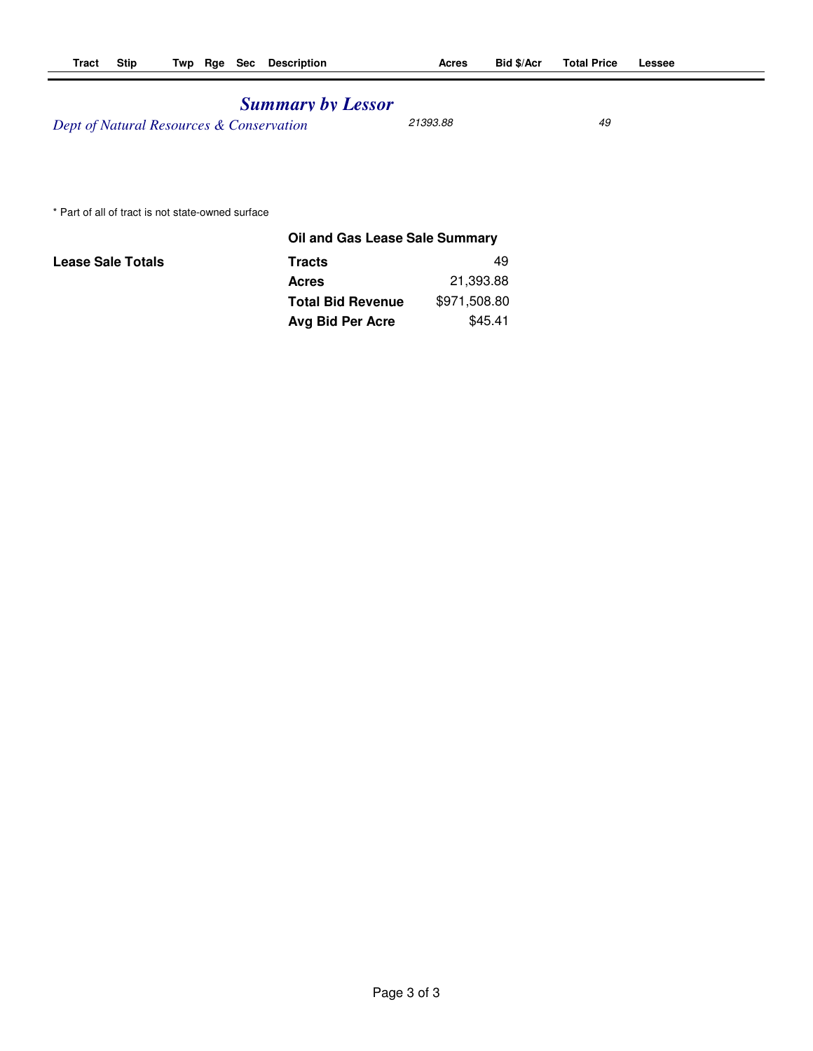| Tract | Stip | Twp | Rge | Sec | Description | Acres | Bid $/Acr | Total Price | Lessee |
|---|---|---|---|---|---|---|---|---|---|

## *Summary by Lessor*

| | Acres | Tracts |
|---|---|---|
| *Dept of Natural Resources & Conservation* | *21393.88* | *49* |

\* Part of all of tract is not state-owned surface

### Oil and Gas Lease Sale Summary

| **Lease Sale Totals** | | |
|---|---|---|
| | **Tracts** | 49 |
| | **Acres** | 21,393.88 |
| | **Total Bid Revenue** | $971,508.80 |
| | **Avg Bid Per Acre** | $45.41 |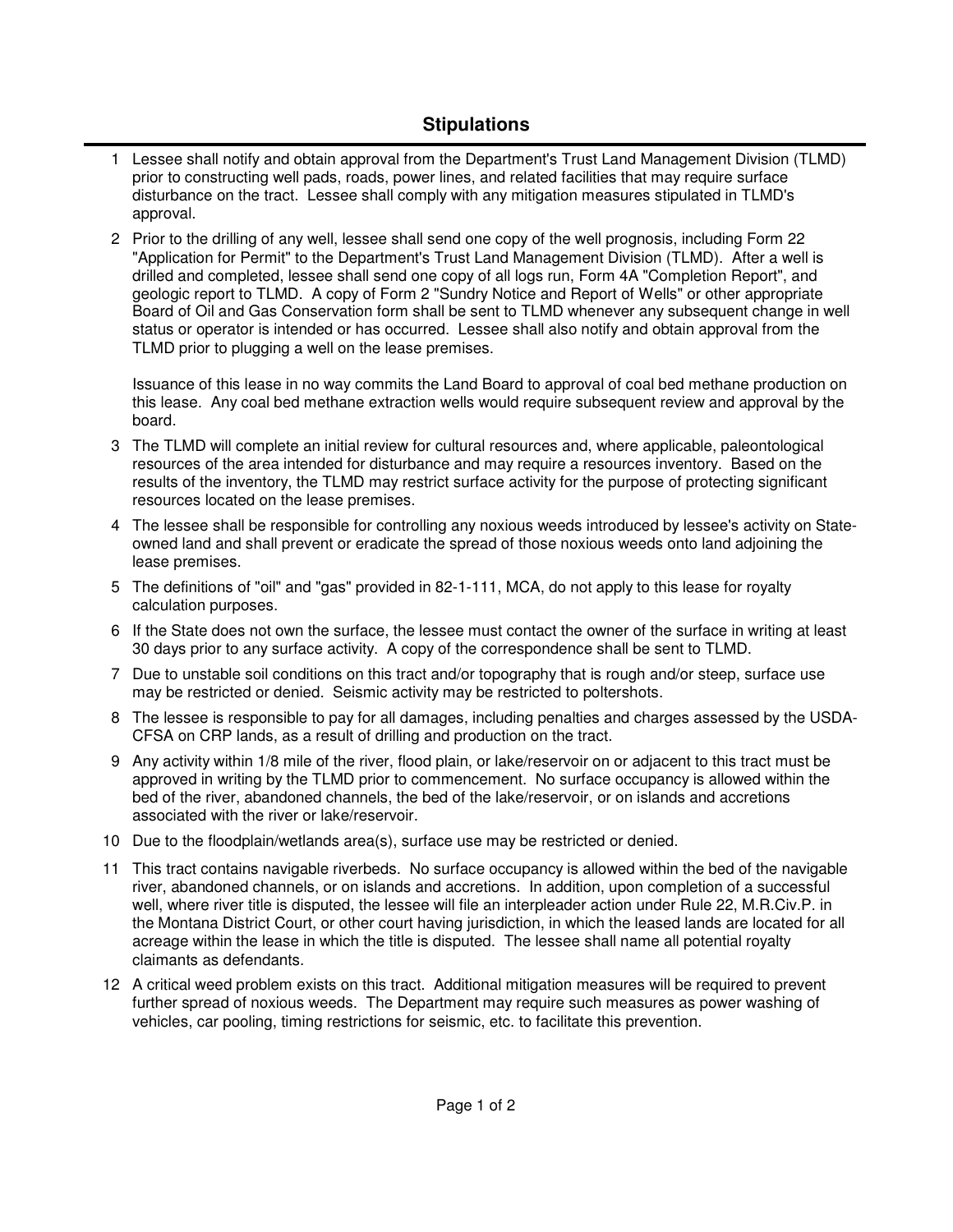## Stipulations

1. Lessee shall notify and obtain approval from the Department's Trust Land Management Division (TLMD) prior to constructing well pads, roads, power lines, and related facilities that may require surface disturbance on the tract. Lessee shall comply with any mitigation measures stipulated in TLMD's approval.

2. Prior to the drilling of any well, lessee shall send one copy of the well prognosis, including Form 22 "Application for Permit" to the Department's Trust Land Management Division (TLMD). After a well is drilled and completed, lessee shall send one copy of all logs run, Form 4A "Completion Report", and geologic report to TLMD. A copy of Form 2 "Sundry Notice and Report of Wells" or other appropriate Board of Oil and Gas Conservation form shall be sent to TLMD whenever any subsequent change in well status or operator is intended or has occurred. Lessee shall also notify and obtain approval from the TLMD prior to plugging a well on the lease premises.

   Issuance of this lease in no way commits the Land Board to approval of coal bed methane production on this lease. Any coal bed methane extraction wells would require subsequent review and approval by the board.

3. The TLMD will complete an initial review for cultural resources and, where applicable, paleontological resources of the area intended for disturbance and may require a resources inventory. Based on the results of the inventory, the TLMD may restrict surface activity for the purpose of protecting significant resources located on the lease premises.

4. The lessee shall be responsible for controlling any noxious weeds introduced by lessee's activity on State-owned land and shall prevent or eradicate the spread of those noxious weeds onto land adjoining the lease premises.

5. The definitions of "oil" and "gas" provided in 82-1-111, MCA, do not apply to this lease for royalty calculation purposes.

6. If the State does not own the surface, the lessee must contact the owner of the surface in writing at least 30 days prior to any surface activity. A copy of the correspondence shall be sent to TLMD.

7. Due to unstable soil conditions on this tract and/or topography that is rough and/or steep, surface use may be restricted or denied. Seismic activity may be restricted to poltershots.

8. The lessee is responsible to pay for all damages, including penalties and charges assessed by the USDA-CFSA on CRP lands, as a result of drilling and production on the tract.

9. Any activity within 1/8 mile of the river, flood plain, or lake/reservoir on or adjacent to this tract must be approved in writing by the TLMD prior to commencement. No surface occupancy is allowed within the bed of the river, abandoned channels, the bed of the lake/reservoir, or on islands and accretions associated with the river or lake/reservoir.

10. Due to the floodplain/wetlands area(s), surface use may be restricted or denied.

11. This tract contains navigable riverbeds. No surface occupancy is allowed within the bed of the navigable river, abandoned channels, or on islands and accretions. In addition, upon completion of a successful well, where river title is disputed, the lessee will file an interpleader action under Rule 22, M.R.Civ.P. in the Montana District Court, or other court having jurisdiction, in which the leased lands are located for all acreage within the lease in which the title is disputed. The lessee shall name all potential royalty claimants as defendants.

12. A critical weed problem exists on this tract. Additional mitigation measures will be required to prevent further spread of noxious weeds. The Department may require such measures as power washing of vehicles, car pooling, timing restrictions for seismic, etc. to facilitate this prevention.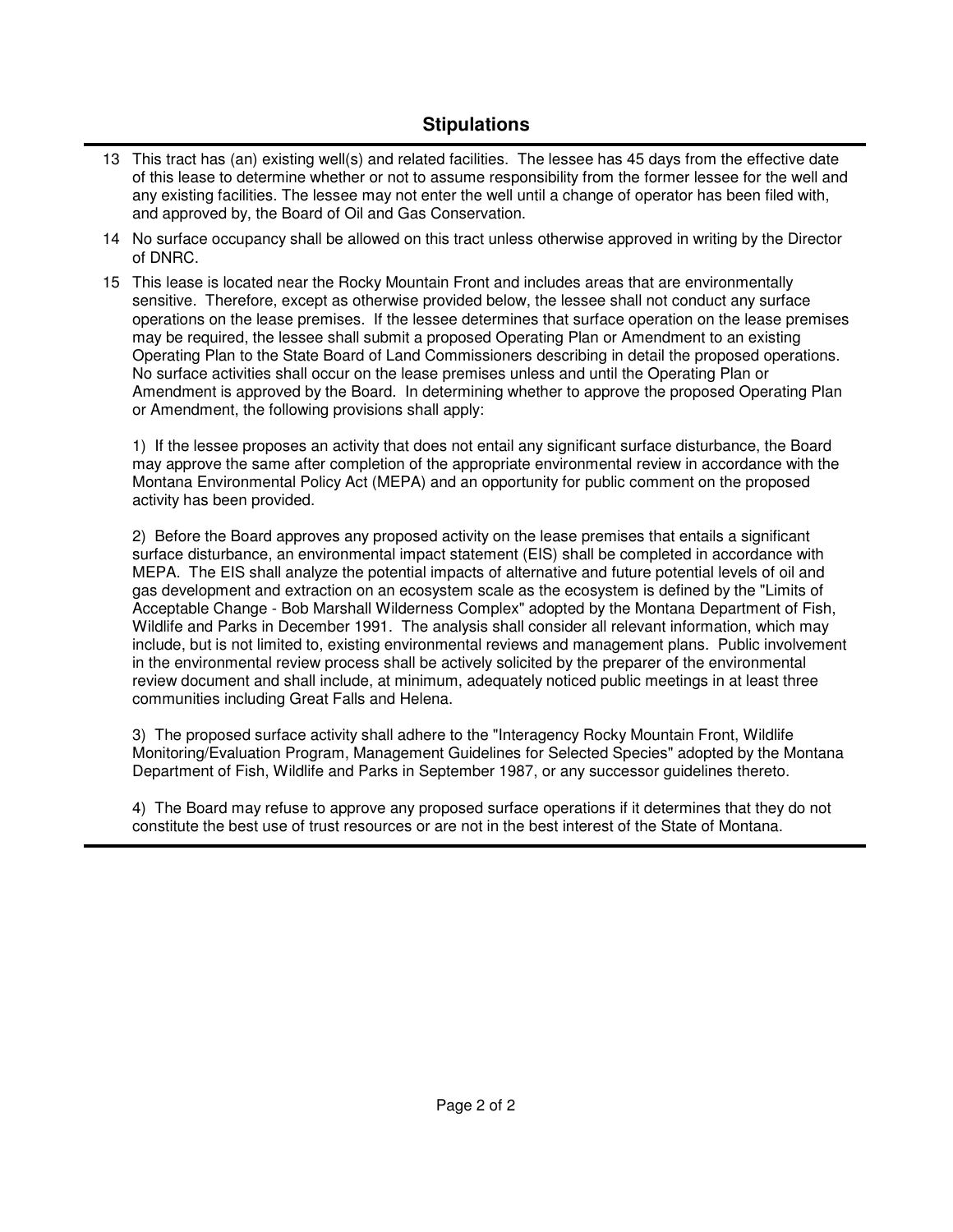## Stipulations

13 This tract has (an) existing well(s) and related facilities. The lessee has 45 days from the effective date of this lease to determine whether or not to assume responsibility from the former lessee for the well and any existing facilities. The lessee may not enter the well until a change of operator has been filed with, and approved by, the Board of Oil and Gas Conservation.

14 No surface occupancy shall be allowed on this tract unless otherwise approved in writing by the Director of DNRC.

15 This lease is located near the Rocky Mountain Front and includes areas that are environmentally sensitive. Therefore, except as otherwise provided below, the lessee shall not conduct any surface operations on the lease premises. If the lessee determines that surface operation on the lease premises may be required, the lessee shall submit a proposed Operating Plan or Amendment to an existing Operating Plan to the State Board of Land Commissioners describing in detail the proposed operations. No surface activities shall occur on the lease premises unless and until the Operating Plan or Amendment is approved by the Board. In determining whether to approve the proposed Operating Plan or Amendment, the following provisions shall apply:

1) If the lessee proposes an activity that does not entail any significant surface disturbance, the Board may approve the same after completion of the appropriate environmental review in accordance with the Montana Environmental Policy Act (MEPA) and an opportunity for public comment on the proposed activity has been provided.

2) Before the Board approves any proposed activity on the lease premises that entails a significant surface disturbance, an environmental impact statement (EIS) shall be completed in accordance with MEPA. The EIS shall analyze the potential impacts of alternative and future potential levels of oil and gas development and extraction on an ecosystem scale as the ecosystem is defined by the "Limits of Acceptable Change - Bob Marshall Wilderness Complex" adopted by the Montana Department of Fish, Wildlife and Parks in December 1991. The analysis shall consider all relevant information, which may include, but is not limited to, existing environmental reviews and management plans. Public involvement in the environmental review process shall be actively solicited by the preparer of the environmental review document and shall include, at minimum, adequately noticed public meetings in at least three communities including Great Falls and Helena.

3) The proposed surface activity shall adhere to the "Interagency Rocky Mountain Front, Wildlife Monitoring/Evaluation Program, Management Guidelines for Selected Species" adopted by the Montana Department of Fish, Wildlife and Parks in September 1987, or any successor guidelines thereto.

4) The Board may refuse to approve any proposed surface operations if it determines that they do not constitute the best use of trust resources or are not in the best interest of the State of Montana.